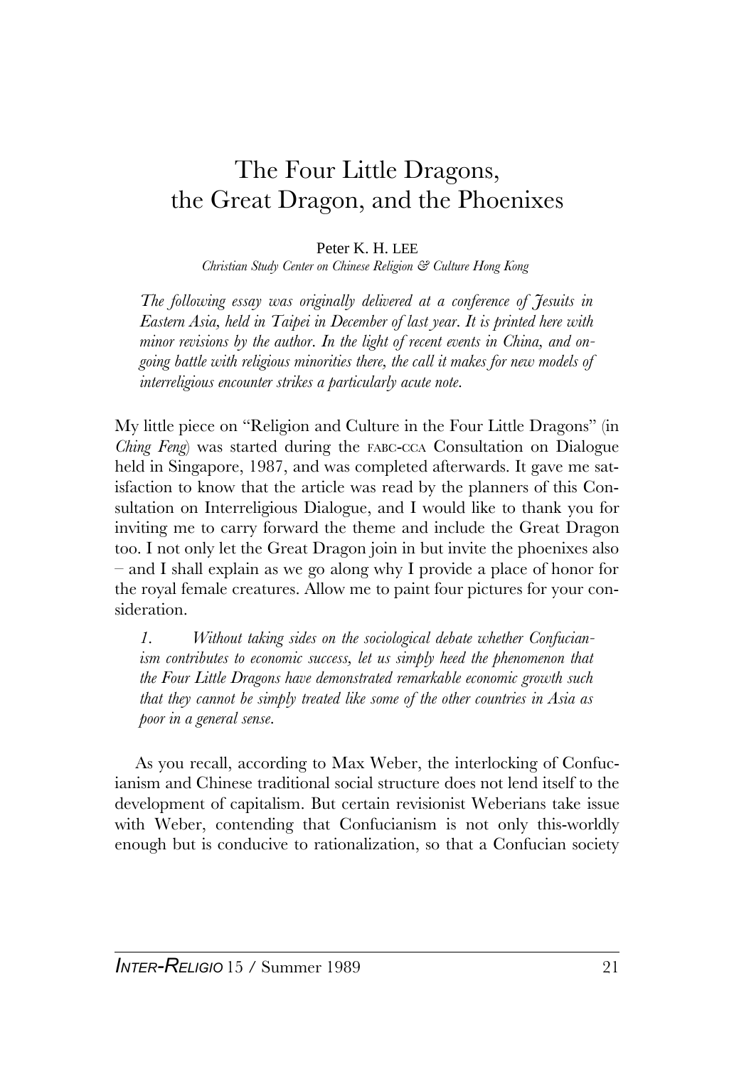# The Four Little Dragons, the Great Dragon, and the Phoenixes

Peter K. H. LEE

*Christian Study Center on Chinese Religion & Culture Hong Kong*

*The following essay was originally delivered at a conference of Jesuits in Eastern Asia, held in Taipei in December of last year. It is printed here with minor revisions by the author. In the light of recent events in China, and ongoing battle with religious minorities there, the call it makes for new models of interreligious encounter strikes a particularly acute note.*

My little piece on "Religion and Culture in the Four Little Dragons" (in *Ching Feng*) was started during the FABC-CCA Consultation on Dialogue held in Singapore, 1987, and was completed afterwards. It gave me satisfaction to know that the article was read by the planners of this Consultation on Interreligious Dialogue, and I would like to thank you for inviting me to carry forward the theme and include the Great Dragon too. I not only let the Great Dragon join in but invite the phoenixes also – and I shall explain as we go along why I provide a place of honor for the royal female creatures. Allow me to paint four pictures for your consideration.

*1. Without taking sides on the sociological debate whether Confucianism contributes to economic success, let us simply heed the phenomenon that the Four Little Dragons have demonstrated remarkable economic growth such that they cannot be simply treated like some of the other countries in Asia as poor in a general sense.*

As you recall, according to Max Weber, the interlocking of Confucianism and Chinese traditional social structure does not lend itself to the development of capitalism. But certain revisionist Weberians take issue with Weber, contending that Confucianism is not only this-worldly enough but is conducive to rationalization, so that a Confucian society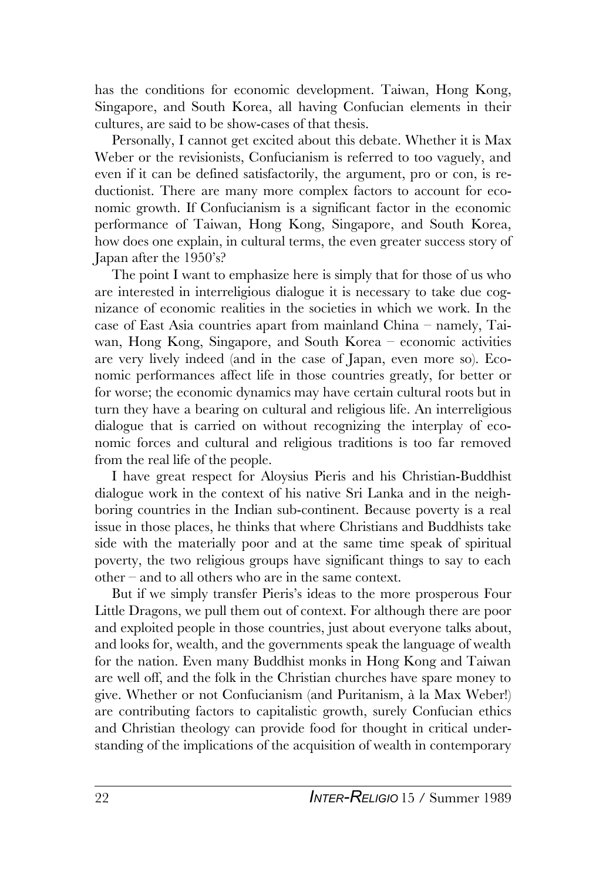has the conditions for economic development. Taiwan, Hong Kong, Singapore, and South Korea, all having Confucian elements in their cultures, are said to be show-cases of that thesis.

Personally, I cannot get excited about this debate. Whether it is Max Weber or the revisionists, Confucianism is referred to too vaguely, and even if it can be defined satisfactorily, the argument, pro or con, is reductionist. There are many more complex factors to account for economic growth. If Confucianism is a significant factor in the economic performance of Taiwan, Hong Kong, Singapore, and South Korea, how does one explain, in cultural terms, the even greater success story of Japan after the 1950's?

The point I want to emphasize here is simply that for those of us who are interested in interreligious dialogue it is necessary to take due cognizance of economic realities in the societies in which we work. In the case of East Asia countries apart from mainland China – namely, Taiwan, Hong Kong, Singapore, and South Korea – economic activities are very lively indeed (and in the case of Japan, even more so). Economic performances affect life in those countries greatly, for better or for worse; the economic dynamics may have certain cultural roots but in turn they have a bearing on cultural and religious life. An interreligious dialogue that is carried on without recognizing the interplay of economic forces and cultural and religious traditions is too far removed from the real life of the people.

I have great respect for Aloysius Pieris and his Christian-Buddhist dialogue work in the context of his native Sri Lanka and in the neighboring countries in the Indian sub-continent. Because poverty is a real issue in those places, he thinks that where Christians and Buddhists take side with the materially poor and at the same time speak of spiritual poverty, the two religious groups have significant things to say to each other – and to all others who are in the same context.

But if we simply transfer Pieris's ideas to the more prosperous Four Little Dragons, we pull them out of context. For although there are poor and exploited people in those countries, just about everyone talks about, and looks for, wealth, and the governments speak the language of wealth for the nation. Even many Buddhist monks in Hong Kong and Taiwan are well off, and the folk in the Christian churches have spare money to give. Whether or not Confucianism (and Puritanism, à la Max Weber!) are contributing factors to capitalistic growth, surely Confucian ethics and Christian theology can provide food for thought in critical understanding of the implications of the acquisition of wealth in contemporary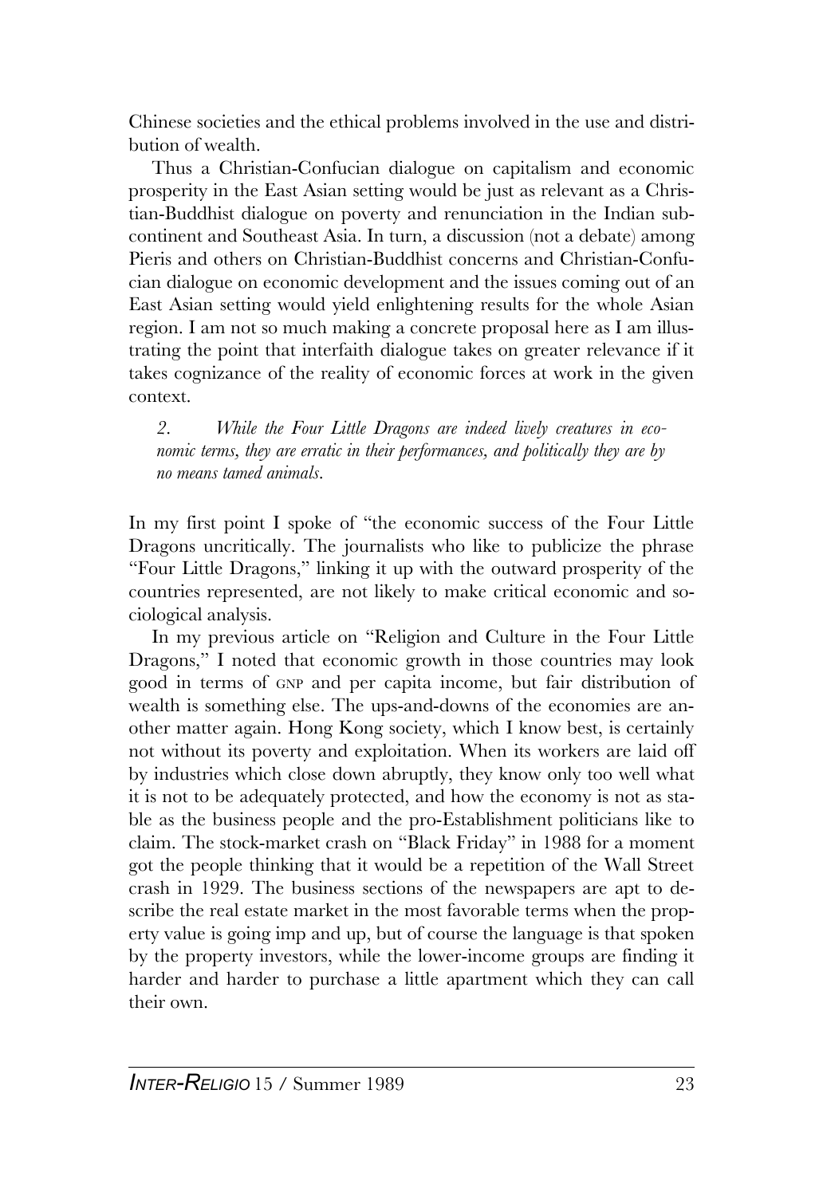Chinese societies and the ethical problems involved in the use and distribution of wealth.

Thus a Christian-Confucian dialogue on capitalism and economic prosperity in the East Asian setting would be just as relevant as a Christian-Buddhist dialogue on poverty and renunciation in the Indian subcontinent and Southeast Asia. In turn, a discussion (not a debate) among Pieris and others on Christian-Buddhist concerns and Christian-Confucian dialogue on economic development and the issues coming out of an East Asian setting would yield enlightening results for the whole Asian region. I am not so much making a concrete proposal here as I am illustrating the point that interfaith dialogue takes on greater relevance if it takes cognizance of the reality of economic forces at work in the given context.

*2. While the Four Little Dragons are indeed lively creatures in economic terms, they are erratic in their performances, and politically they are by no means tamed animals.*

In my first point I spoke of "the economic success of the Four Little Dragons uncritically. The journalists who like to publicize the phrase "Four Little Dragons," linking it up with the outward prosperity of the countries represented, are not likely to make critical economic and sociological analysis.

In my previous article on "Religion and Culture in the Four Little Dragons," I noted that economic growth in those countries may look good in terms of GNP and per capita income, but fair distribution of wealth is something else. The ups-and-downs of the economies are another matter again. Hong Kong society, which I know best, is certainly not without its poverty and exploitation. When its workers are laid off by industries which close down abruptly, they know only too well what it is not to be adequately protected, and how the economy is not as stable as the business people and the pro-Establishment politicians like to claim. The stock-market crash on "Black Friday" in 1988 for a moment got the people thinking that it would be a repetition of the Wall Street crash in 1929. The business sections of the newspapers are apt to describe the real estate market in the most favorable terms when the property value is going imp and up, but of course the language is that spoken by the property investors, while the lower-income groups are finding it harder and harder to purchase a little apartment which they can call their own.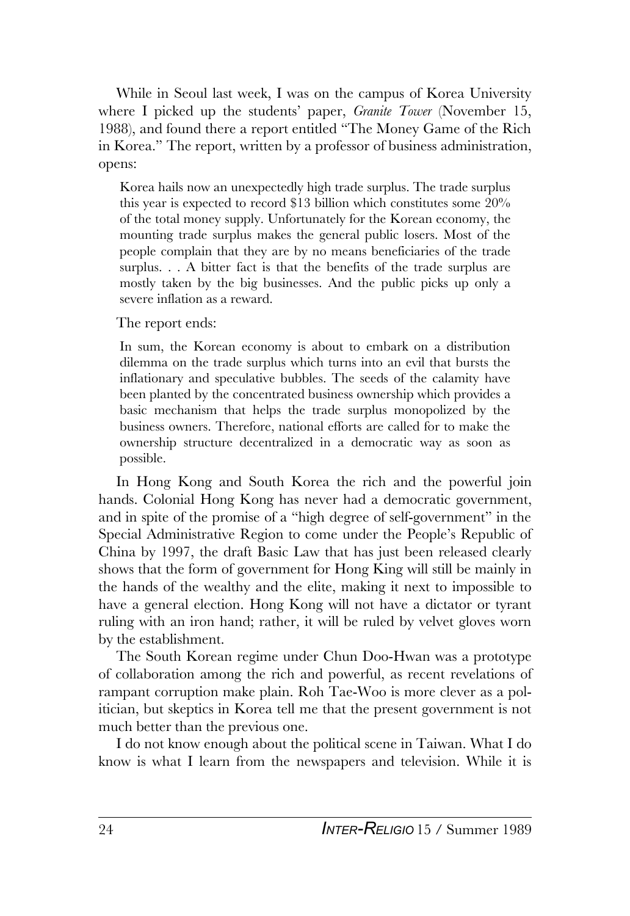While in Seoul last week, I was on the campus of Korea University where I picked up the students' paper, *Granite Tower* (November 15, 1988), and found there a report entitled "The Money Game of the Rich in Korea." The report, written by a professor of business administration, opens:

> Korea hails now an unexpectedly high trade surplus. The trade surplus this year is expected to record $13 billion which constitutes some 20% of the total money supply. Unfortunately for the Korean economy, the mounting trade surplus makes the general public losers. Most of the people complain that they are by no means beneficiaries of the trade surplus. . . A bitter fact is that the benefits of the trade surplus are mostly taken by the big businesses. And the public picks up only a severe inflation as a reward.

The report ends:

> In sum, the Korean economy is about to embark on a distribution dilemma on the trade surplus which turns into an evil that bursts the inflationary and speculative bubbles. The seeds of the calamity have been planted by the concentrated business ownership which provides a basic mechanism that helps the trade surplus monopolized by the business owners. Therefore, national efforts are called for to make the ownership structure decentralized in a democratic way as soon as possible.

In Hong Kong and South Korea the rich and the powerful join hands. Colonial Hong Kong has never had a democratic government, and in spite of the promise of a "high degree of self-government" in the Special Administrative Region to come under the People's Republic of China by 1997, the draft Basic Law that has just been released clearly shows that the form of government for Hong King will still be mainly in the hands of the wealthy and the elite, making it next to impossible to have a general election. Hong Kong will not have a dictator or tyrant ruling with an iron hand; rather, it will be ruled by velvet gloves worn by the establishment.

The South Korean regime under Chun Doo-Hwan was a prototype of collaboration among the rich and powerful, as recent revelations of rampant corruption make plain. Roh Tae-Woo is more clever as a politician, but skeptics in Korea tell me that the present government is not much better than the previous one.

I do not know enough about the political scene in Taiwan. What I do know is what I learn from the newspapers and television. While it is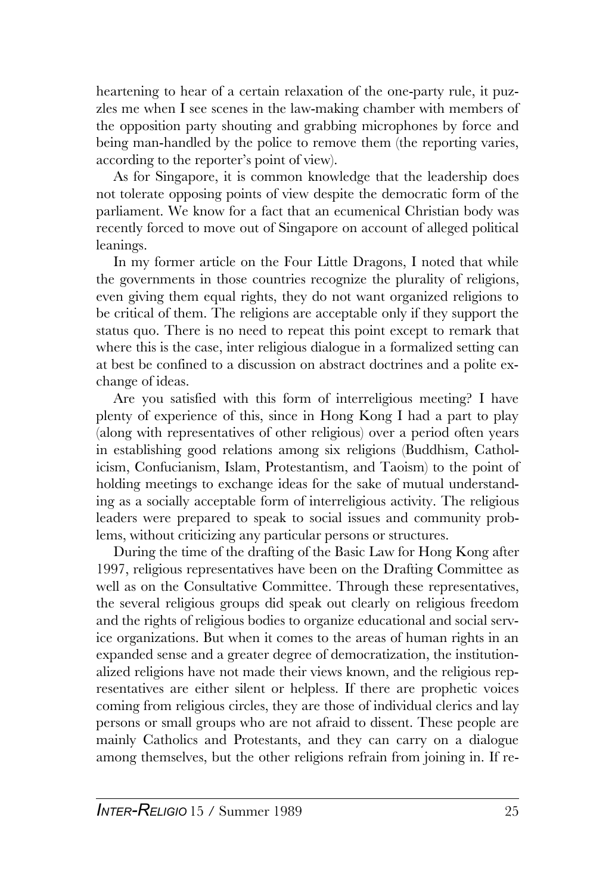heartening to hear of a certain relaxation of the one-party rule, it puzzles me when I see scenes in the law-making chamber with members of the opposition party shouting and grabbing microphones by force and being man-handled by the police to remove them (the reporting varies, according to the reporter's point of view).

As for Singapore, it is common knowledge that the leadership does not tolerate opposing points of view despite the democratic form of the parliament. We know for a fact that an ecumenical Christian body was recently forced to move out of Singapore on account of alleged political leanings.

In my former article on the Four Little Dragons, I noted that while the governments in those countries recognize the plurality of religions, even giving them equal rights, they do not want organized religions to be critical of them. The religions are acceptable only if they support the status quo. There is no need to repeat this point except to remark that where this is the case, inter religious dialogue in a formalized setting can at best be confined to a discussion on abstract doctrines and a polite exchange of ideas.

Are you satisfied with this form of interreligious meeting? I have plenty of experience of this, since in Hong Kong I had a part to play (along with representatives of other religious) over a period often years in establishing good relations among six religions (Buddhism, Catholicism, Confucianism, Islam, Protestantism, and Taoism) to the point of holding meetings to exchange ideas for the sake of mutual understanding as a socially acceptable form of interreligious activity. The religious leaders were prepared to speak to social issues and community problems, without criticizing any particular persons or structures.

During the time of the drafting of the Basic Law for Hong Kong after 1997, religious representatives have been on the Drafting Committee as well as on the Consultative Committee. Through these representatives, the several religious groups did speak out clearly on religious freedom and the rights of religious bodies to organize educational and social service organizations. But when it comes to the areas of human rights in an expanded sense and a greater degree of democratization, the institutionalized religions have not made their views known, and the religious representatives are either silent or helpless. If there are prophetic voices coming from religious circles, they are those of individual clerics and lay persons or small groups who are not afraid to dissent. These people are mainly Catholics and Protestants, and they can carry on a dialogue among themselves, but the other religions refrain from joining in. If re-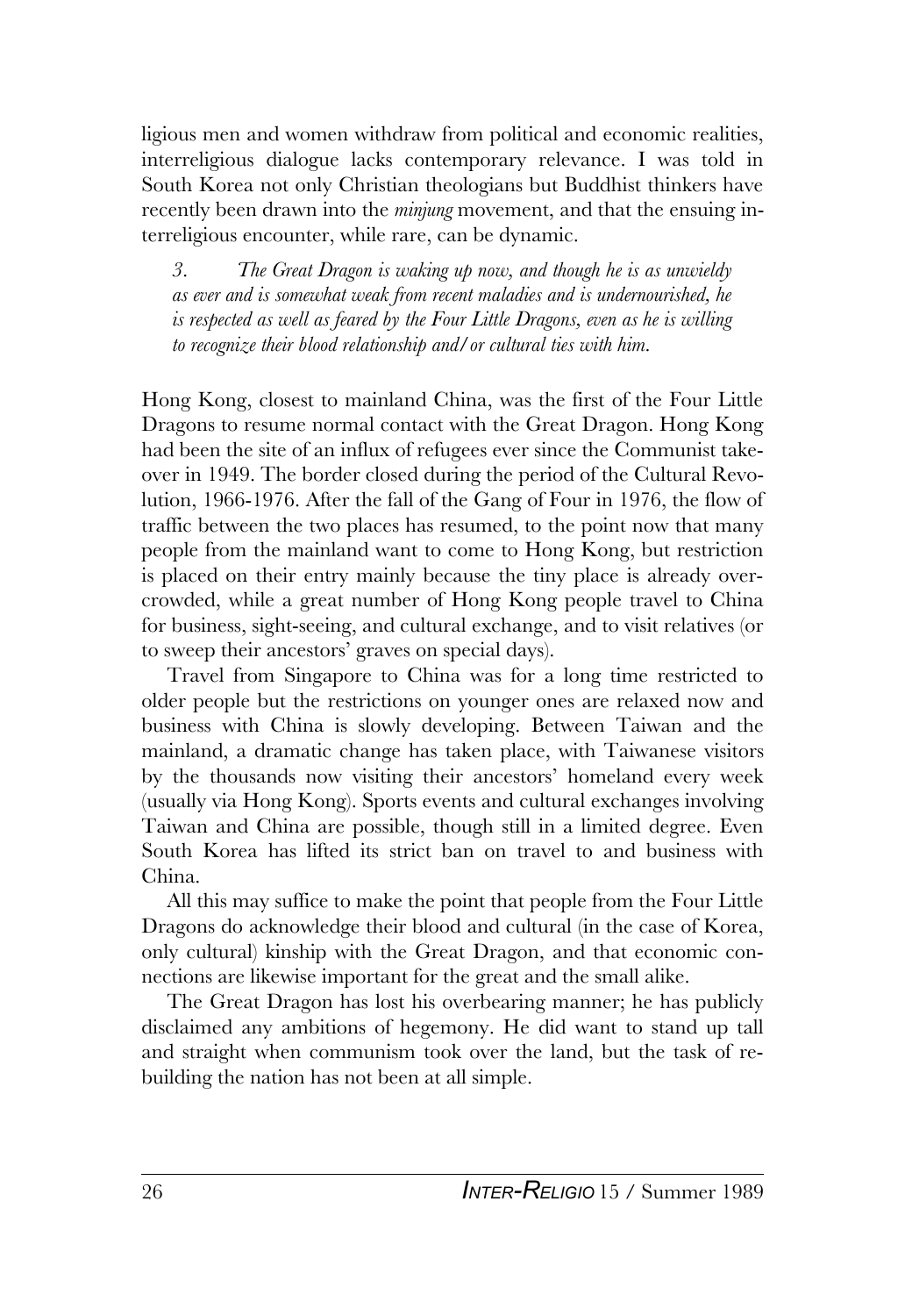ligious men and women withdraw from political and economic realities, interreligious dialogue lacks contemporary relevance. I was told in South Korea not only Christian theologians but Buddhist thinkers have recently been drawn into the *minjung* movement, and that the ensuing interreligious encounter, while rare, can be dynamic.

> *3. The Great Dragon is waking up now, and though he is as unwieldy as ever and is somewhat weak from recent maladies and is undernourished, he is respected as well as feared by the Four Little Dragons, even as he is willing to recognize their blood relationship and/or cultural ties with him.*

Hong Kong, closest to mainland China, was the first of the Four Little Dragons to resume normal contact with the Great Dragon. Hong Kong had been the site of an influx of refugees ever since the Communist takeover in 1949. The border closed during the period of the Cultural Revolution, 1966-1976. After the fall of the Gang of Four in 1976, the flow of traffic between the two places has resumed, to the point now that many people from the mainland want to come to Hong Kong, but restriction is placed on their entry mainly because the tiny place is already overcrowded, while a great number of Hong Kong people travel to China for business, sight-seeing, and cultural exchange, and to visit relatives (or to sweep their ancestors' graves on special days).

Travel from Singapore to China was for a long time restricted to older people but the restrictions on younger ones are relaxed now and business with China is slowly developing. Between Taiwan and the mainland, a dramatic change has taken place, with Taiwanese visitors by the thousands now visiting their ancestors' homeland every week (usually via Hong Kong). Sports events and cultural exchanges involving Taiwan and China are possible, though still in a limited degree. Even South Korea has lifted its strict ban on travel to and business with China.

All this may suffice to make the point that people from the Four Little Dragons do acknowledge their blood and cultural (in the case of Korea, only cultural) kinship with the Great Dragon, and that economic connections are likewise important for the great and the small alike.

The Great Dragon has lost his overbearing manner; he has publicly disclaimed any ambitions of hegemony. He did want to stand up tall and straight when communism took over the land, but the task of rebuilding the nation has not been at all simple.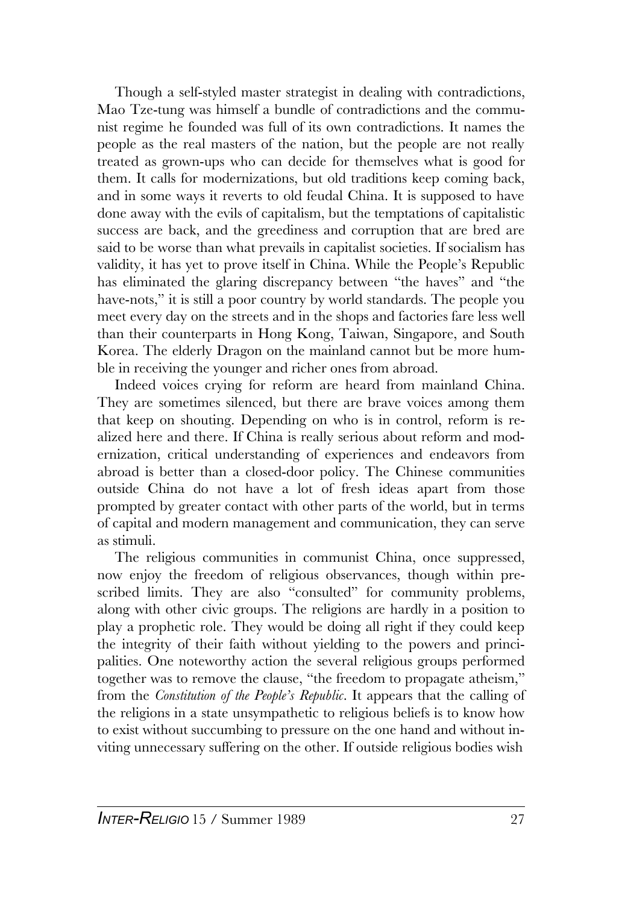Though a self-styled master strategist in dealing with contradictions, Mao Tze-tung was himself a bundle of contradictions and the communist regime he founded was full of its own contradictions. It names the people as the real masters of the nation, but the people are not really treated as grown-ups who can decide for themselves what is good for them. It calls for modernizations, but old traditions keep coming back, and in some ways it reverts to old feudal China. It is supposed to have done away with the evils of capitalism, but the temptations of capitalistic success are back, and the greediness and corruption that are bred are said to be worse than what prevails in capitalist societies. If socialism has validity, it has yet to prove itself in China. While the People's Republic has eliminated the glaring discrepancy between "the haves" and "the have-nots," it is still a poor country by world standards. The people you meet every day on the streets and in the shops and factories fare less well than their counterparts in Hong Kong, Taiwan, Singapore, and South Korea. The elderly Dragon on the mainland cannot but be more humble in receiving the younger and richer ones from abroad.

Indeed voices crying for reform are heard from mainland China. They are sometimes silenced, but there are brave voices among them that keep on shouting. Depending on who is in control, reform is realized here and there. If China is really serious about reform and modernization, critical understanding of experiences and endeavors from abroad is better than a closed-door policy. The Chinese communities outside China do not have a lot of fresh ideas apart from those prompted by greater contact with other parts of the world, but in terms of capital and modern management and communication, they can serve as stimuli.

The religious communities in communist China, once suppressed, now enjoy the freedom of religious observances, though within prescribed limits. They are also "consulted" for community problems, along with other civic groups. The religions are hardly in a position to play a prophetic role. They would be doing all right if they could keep the integrity of their faith without yielding to the powers and principalities. One noteworthy action the several religious groups performed together was to remove the clause, "the freedom to propagate atheism," from the *Constitution of the People's Republic*. It appears that the calling of the religions in a state unsympathetic to religious beliefs is to know how to exist without succumbing to pressure on the one hand and without inviting unnecessary suffering on the other. If outside religious bodies wish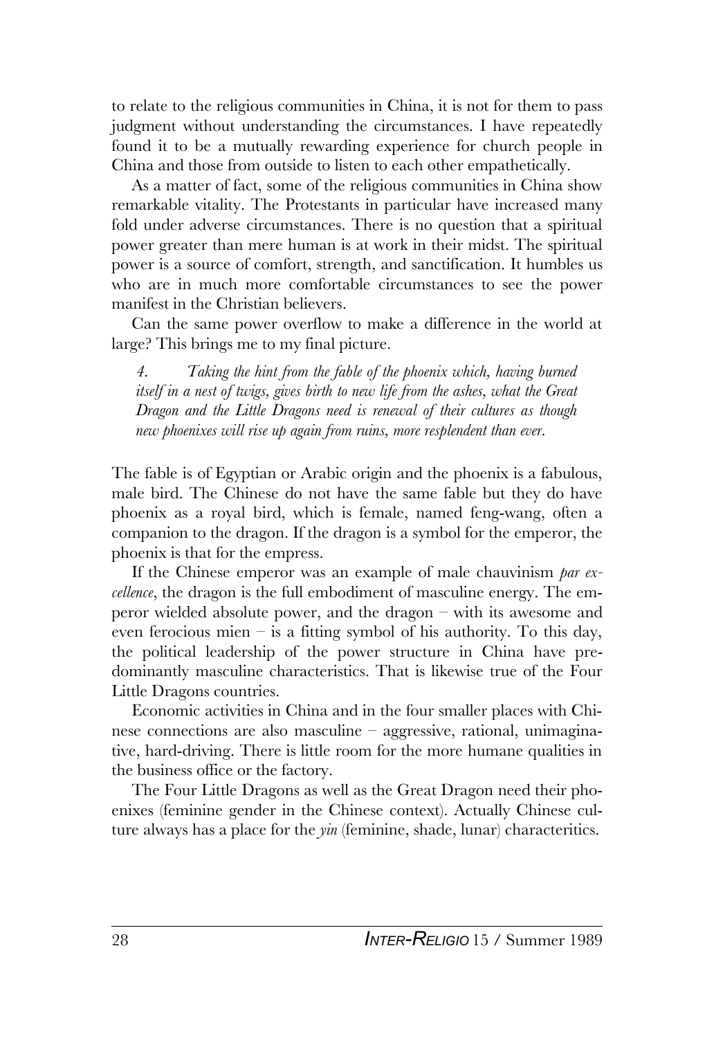to relate to the religious communities in China, it is not for them to pass judgment without understanding the circumstances. I have repeatedly found it to be a mutually rewarding experience for church people in China and those from outside to listen to each other empathetically.

As a matter of fact, some of the religious communities in China show remarkable vitality. The Protestants in particular have increased many fold under adverse circumstances. There is no question that a spiritual power greater than mere human is at work in their midst. The spiritual power is a source of comfort, strength, and sanctification. It humbles us who are in much more comfortable circumstances to see the power manifest in the Christian believers.

Can the same power overflow to make a difference in the world at large? This brings me to my final picture.

> *4. Taking the hint from the fable of the phoenix which, having burned itself in a nest of twigs, gives birth to new life from the ashes, what the Great Dragon and the Little Dragons need is renewal of their cultures as though new phoenixes will rise up again from ruins, more resplendent than ever.*

The fable is of Egyptian or Arabic origin and the phoenix is a fabulous, male bird. The Chinese do not have the same fable but they do have phoenix as a royal bird, which is female, named feng-wang, often a companion to the dragon. If the dragon is a symbol for the emperor, the phoenix is that for the empress.

If the Chinese emperor was an example of male chauvinism *par excellence*, the dragon is the full embodiment of masculine energy. The emperor wielded absolute power, and the dragon – with its awesome and even ferocious mien – is a fitting symbol of his authority. To this day, the political leadership of the power structure in China have predominantly masculine characteristics. That is likewise true of the Four Little Dragons countries.

Economic activities in China and in the four smaller places with Chinese connections are also masculine – aggressive, rational, unimaginative, hard-driving. There is little room for the more humane qualities in the business office or the factory.

The Four Little Dragons as well as the Great Dragon need their phoenixes (feminine gender in the Chinese context). Actually Chinese culture always has a place for the *yin* (feminine, shade, lunar) characteritics.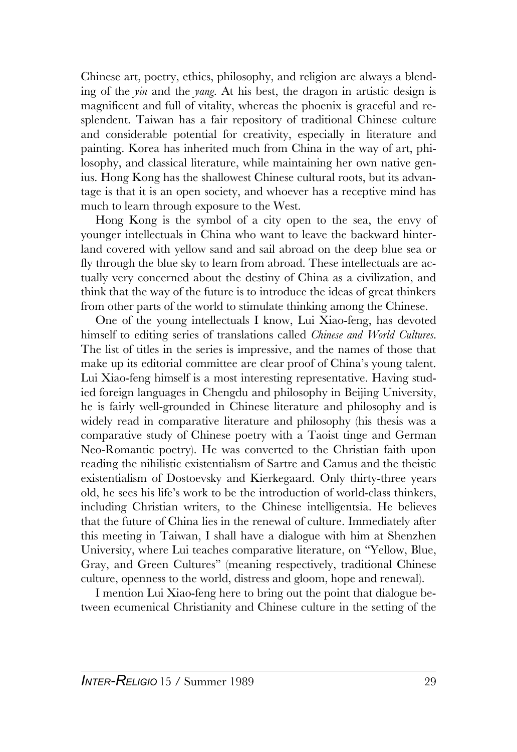Chinese art, poetry, ethics, philosophy, and religion are always a blending of the *yin* and the *yang*. At his best, the dragon in artistic design is magnificent and full of vitality, whereas the phoenix is graceful and resplendent. Taiwan has a fair repository of traditional Chinese culture and considerable potential for creativity, especially in literature and painting. Korea has inherited much from China in the way of art, philosophy, and classical literature, while maintaining her own native genius. Hong Kong has the shallowest Chinese cultural roots, but its advantage is that it is an open society, and whoever has a receptive mind has much to learn through exposure to the West.

Hong Kong is the symbol of a city open to the sea, the envy of younger intellectuals in China who want to leave the backward hinterland covered with yellow sand and sail abroad on the deep blue sea or fly through the blue sky to learn from abroad. These intellectuals are actually very concerned about the destiny of China as a civilization, and think that the way of the future is to introduce the ideas of great thinkers from other parts of the world to stimulate thinking among the Chinese.

One of the young intellectuals I know, Lui Xiao-feng, has devoted himself to editing series of translations called *Chinese and World Cultures*. The list of titles in the series is impressive, and the names of those that make up its editorial committee are clear proof of China's young talent. Lui Xiao-feng himself is a most interesting representative. Having studied foreign languages in Chengdu and philosophy in Beijing University, he is fairly well-grounded in Chinese literature and philosophy and is widely read in comparative literature and philosophy (his thesis was a comparative study of Chinese poetry with a Taoist tinge and German Neo-Romantic poetry). He was converted to the Christian faith upon reading the nihilistic existentialism of Sartre and Camus and the theistic existentialism of Dostoevsky and Kierkegaard. Only thirty-three years old, he sees his life's work to be the introduction of world-class thinkers, including Christian writers, to the Chinese intelligentsia. He believes that the future of China lies in the renewal of culture. Immediately after this meeting in Taiwan, I shall have a dialogue with him at Shenzhen University, where Lui teaches comparative literature, on "Yellow, Blue, Gray, and Green Cultures" (meaning respectively, traditional Chinese culture, openness to the world, distress and gloom, hope and renewal).

I mention Lui Xiao-feng here to bring out the point that dialogue between ecumenical Christianity and Chinese culture in the setting of the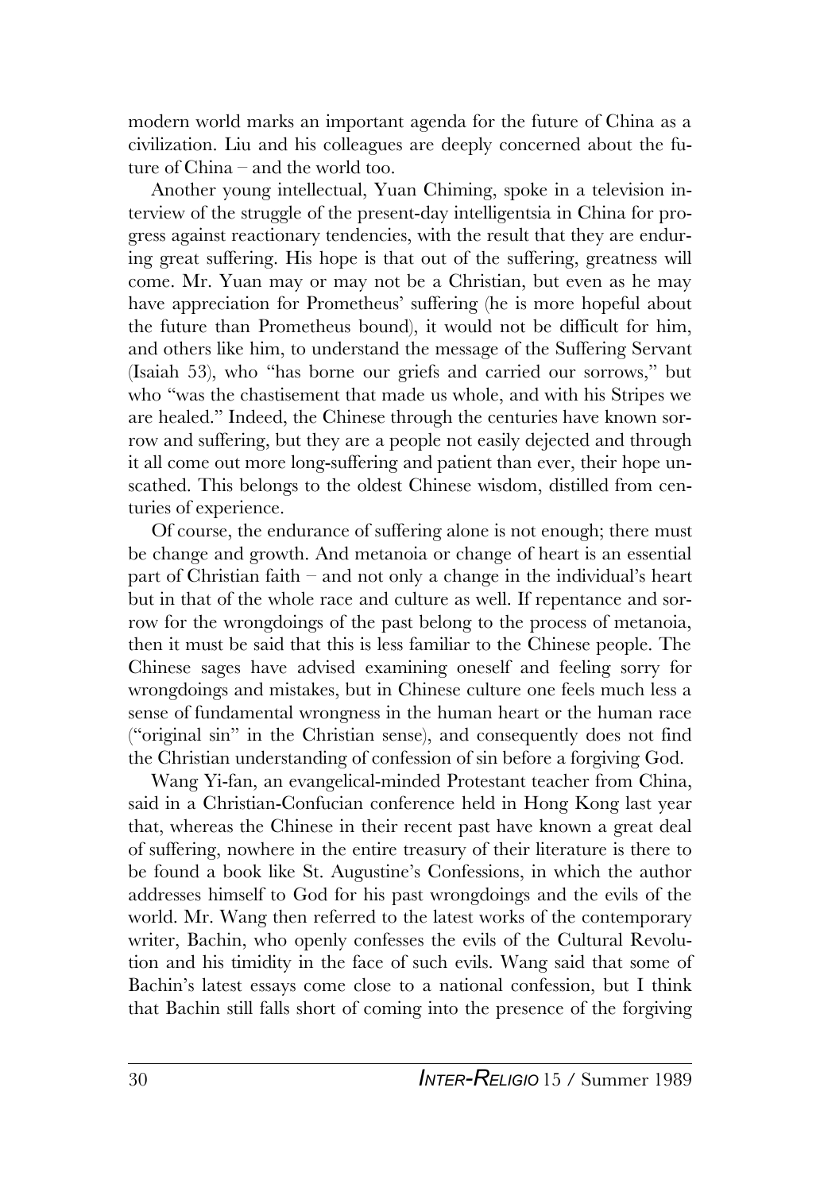modern world marks an important agenda for the future of China as a civilization. Liu and his colleagues are deeply concerned about the future of China – and the world too.

Another young intellectual, Yuan Chiming, spoke in a television interview of the struggle of the present-day intelligentsia in China for progress against reactionary tendencies, with the result that they are enduring great suffering. His hope is that out of the suffering, greatness will come. Mr. Yuan may or may not be a Christian, but even as he may have appreciation for Prometheus' suffering (he is more hopeful about the future than Prometheus bound), it would not be difficult for him, and others like him, to understand the message of the Suffering Servant (Isaiah 53), who "has borne our griefs and carried our sorrows," but who "was the chastisement that made us whole, and with his Stripes we are healed." Indeed, the Chinese through the centuries have known sorrow and suffering, but they are a people not easily dejected and through it all come out more long-suffering and patient than ever, their hope unscathed. This belongs to the oldest Chinese wisdom, distilled from centuries of experience.

Of course, the endurance of suffering alone is not enough; there must be change and growth. And metanoia or change of heart is an essential part of Christian faith – and not only a change in the individual's heart but in that of the whole race and culture as well. If repentance and sorrow for the wrongdoings of the past belong to the process of metanoia, then it must be said that this is less familiar to the Chinese people. The Chinese sages have advised examining oneself and feeling sorry for wrongdoings and mistakes, but in Chinese culture one feels much less a sense of fundamental wrongness in the human heart or the human race ("original sin" in the Christian sense), and consequently does not find the Christian understanding of confession of sin before a forgiving God.

Wang Yi-fan, an evangelical-minded Protestant teacher from China, said in a Christian-Confucian conference held in Hong Kong last year that, whereas the Chinese in their recent past have known a great deal of suffering, nowhere in the entire treasury of their literature is there to be found a book like St. Augustine's Confessions, in which the author addresses himself to God for his past wrongdoings and the evils of the world. Mr. Wang then referred to the latest works of the contemporary writer, Bachin, who openly confesses the evils of the Cultural Revolution and his timidity in the face of such evils. Wang said that some of Bachin's latest essays come close to a national confession, but I think that Bachin still falls short of coming into the presence of the forgiving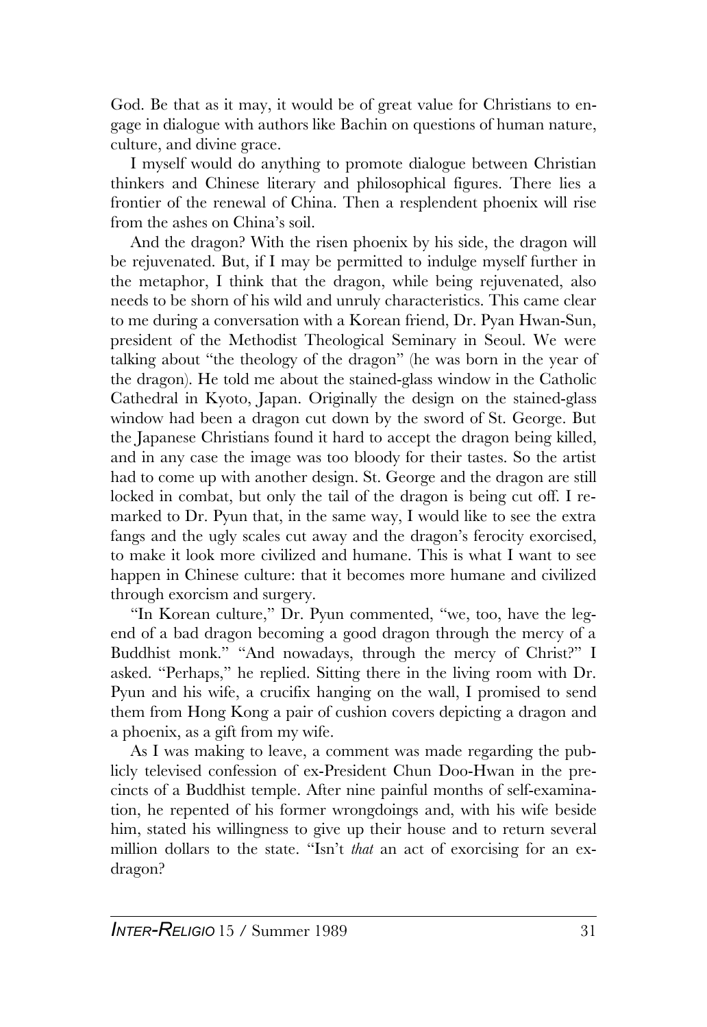God. Be that as it may, it would be of great value for Christians to engage in dialogue with authors like Bachin on questions of human nature, culture, and divine grace.

I myself would do anything to promote dialogue between Christian thinkers and Chinese literary and philosophical figures. There lies a frontier of the renewal of China. Then a resplendent phoenix will rise from the ashes on China's soil.

And the dragon? With the risen phoenix by his side, the dragon will be rejuvenated. But, if I may be permitted to indulge myself further in the metaphor, I think that the dragon, while being rejuvenated, also needs to be shorn of his wild and unruly characteristics. This came clear to me during a conversation with a Korean friend, Dr. Pyan Hwan-Sun, president of the Methodist Theological Seminary in Seoul. We were talking about "the theology of the dragon" (he was born in the year of the dragon). He told me about the stained-glass window in the Catholic Cathedral in Kyoto, Japan. Originally the design on the stained-glass window had been a dragon cut down by the sword of St. George. But the Japanese Christians found it hard to accept the dragon being killed, and in any case the image was too bloody for their tastes. So the artist had to come up with another design. St. George and the dragon are still locked in combat, but only the tail of the dragon is being cut off. I remarked to Dr. Pyun that, in the same way, I would like to see the extra fangs and the ugly scales cut away and the dragon's ferocity exorcised, to make it look more civilized and humane. This is what I want to see happen in Chinese culture: that it becomes more humane and civilized through exorcism and surgery.

"In Korean culture," Dr. Pyun commented, "we, too, have the legend of a bad dragon becoming a good dragon through the mercy of a Buddhist monk." "And nowadays, through the mercy of Christ?" I asked. "Perhaps," he replied. Sitting there in the living room with Dr. Pyun and his wife, a crucifix hanging on the wall, I promised to send them from Hong Kong a pair of cushion covers depicting a dragon and a phoenix, as a gift from my wife.

As I was making to leave, a comment was made regarding the publicly televised confession of ex-President Chun Doo-Hwan in the precincts of a Buddhist temple. After nine painful months of self-examination, he repented of his former wrongdoings and, with his wife beside him, stated his willingness to give up their house and to return several million dollars to the state. "Isn't *that* an act of exorcising for an ex-dragon?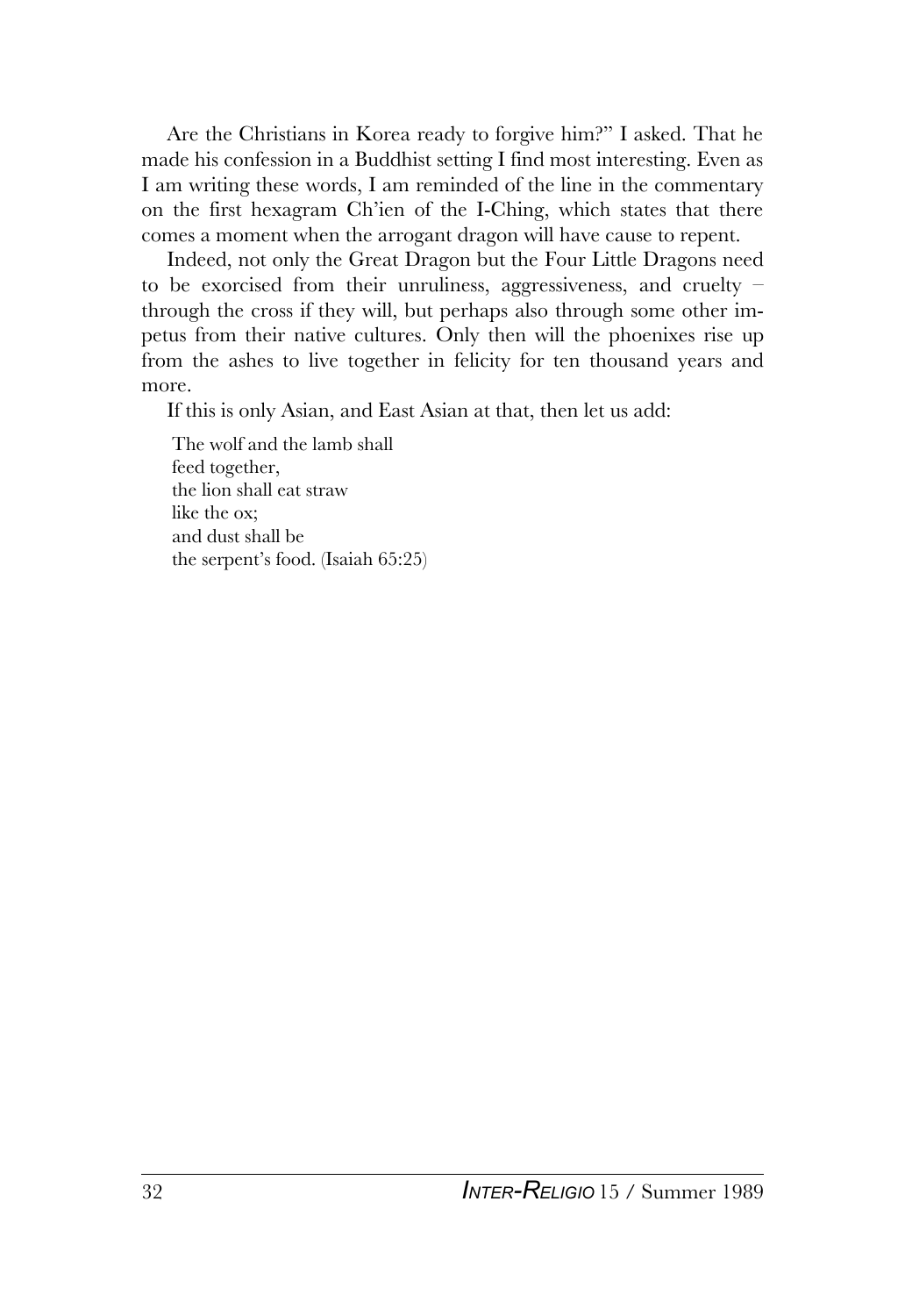Are the Christians in Korea ready to forgive him?" I asked. That he made his confession in a Buddhist setting I find most interesting. Even as I am writing these words, I am reminded of the line in the commentary on the first hexagram Ch'ien of the I-Ching, which states that there comes a moment when the arrogant dragon will have cause to repent.

Indeed, not only the Great Dragon but the Four Little Dragons need to be exorcised from their unruliness, aggressiveness, and cruelty – through the cross if they will, but perhaps also through some other impetus from their native cultures. Only then will the phoenixes rise up from the ashes to live together in felicity for ten thousand years and more.

If this is only Asian, and East Asian at that, then let us add:

> The wolf and the lamb shall
> feed together,
> the lion shall eat straw
> like the ox;
> and dust shall be
> the serpent's food. (Isaiah 65:25)